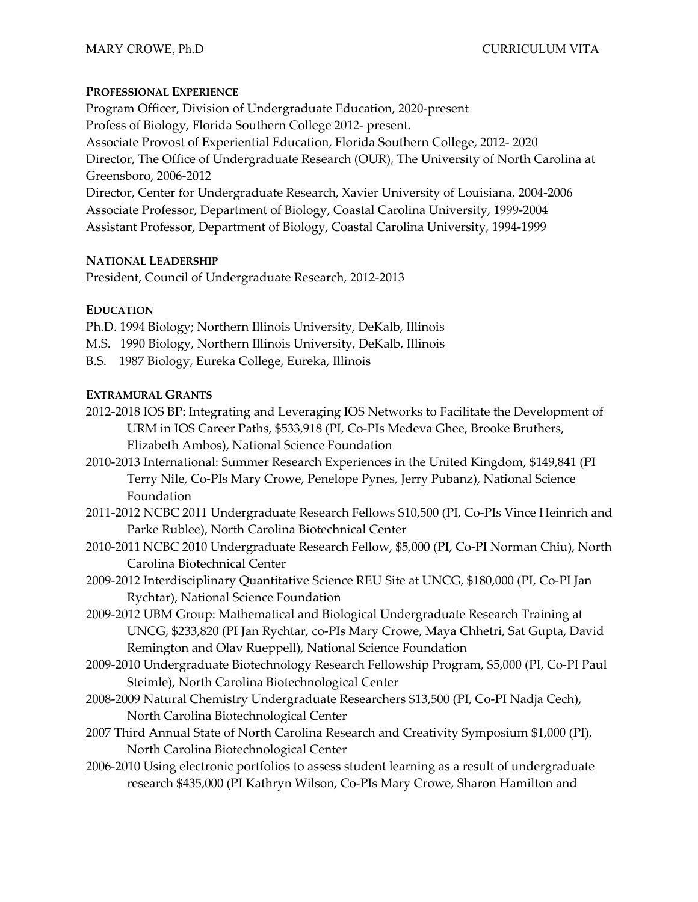MARY CROWE, Ph.D CURRICULUM VITA

**PROFESSIONAL EXPERIENCE**

Program Officer, Division of Undergraduate Education, 2020-present
Profess of Biology, Florida Southern College 2012- present.
Associate Provost of Experiential Education, Florida Southern College, 2012- 2020
Director, The Office of Undergraduate Research (OUR), The University of North Carolina at Greensboro, 2006-2012
Director, Center for Undergraduate Research, Xavier University of Louisiana, 2004-2006
Associate Professor, Department of Biology, Coastal Carolina University, 1999-2004
Assistant Professor, Department of Biology, Coastal Carolina University, 1994-1999

**NATIONAL LEADERSHIP**

President, Council of Undergraduate Research, 2012-2013

**EDUCATION**

Ph.D. 1994 Biology; Northern Illinois University, DeKalb, Illinois
M.S. 1990 Biology, Northern Illinois University, DeKalb, Illinois
B.S. 1987 Biology, Eureka College, Eureka, Illinois

**EXTRAMURAL GRANTS**

2012-2018 IOS BP: Integrating and Leveraging IOS Networks to Facilitate the Development of URM in IOS Career Paths, $533,918 (PI, Co-PIs Medeva Ghee, Brooke Bruthers, Elizabeth Ambos), National Science Foundation

2010-2013 International: Summer Research Experiences in the United Kingdom, $149,841 (PI Terry Nile, Co-PIs Mary Crowe, Penelope Pynes, Jerry Pubanz), National Science Foundation

2011-2012 NCBC 2011 Undergraduate Research Fellows $10,500 (PI, Co-PIs Vince Heinrich and Parke Rublee), North Carolina Biotechnical Center

2010-2011 NCBC 2010 Undergraduate Research Fellow, $5,000 (PI, Co-PI Norman Chiu), North Carolina Biotechnical Center

2009-2012 Interdisciplinary Quantitative Science REU Site at UNCG, $180,000 (PI, Co-PI Jan Rychtar), National Science Foundation

2009-2012 UBM Group: Mathematical and Biological Undergraduate Research Training at UNCG, $233,820 (PI Jan Rychtar, co-PIs Mary Crowe, Maya Chhetri, Sat Gupta, David Remington and Olav Rueppell), National Science Foundation

2009-2010 Undergraduate Biotechnology Research Fellowship Program, $5,000 (PI, Co-PI Paul Steimle), North Carolina Biotechnological Center

2008-2009 Natural Chemistry Undergraduate Researchers $13,500 (PI, Co-PI Nadja Cech), North Carolina Biotechnological Center

2007 Third Annual State of North Carolina Research and Creativity Symposium $1,000 (PI), North Carolina Biotechnological Center

2006-2010 Using electronic portfolios to assess student learning as a result of undergraduate research $435,000 (PI Kathryn Wilson, Co-PIs Mary Crowe, Sharon Hamilton and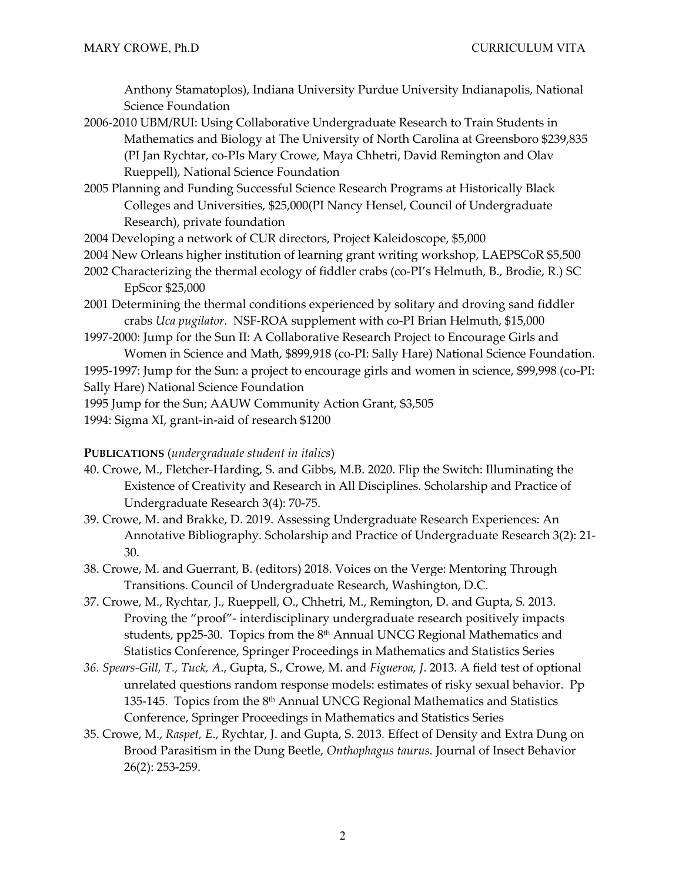Anthony Stamatoplos), Indiana University Purdue University Indianapolis, National Science Foundation

2006-2010 UBM/RUI: Using Collaborative Undergraduate Research to Train Students in Mathematics and Biology at The University of North Carolina at Greensboro $239,835 (PI Jan Rychtar, co-PIs Mary Crowe, Maya Chhetri, David Remington and Olav Rueppell), National Science Foundation

2005 Planning and Funding Successful Science Research Programs at Historically Black Colleges and Universities, $25,000(PI Nancy Hensel, Council of Undergraduate Research), private foundation

2004 Developing a network of CUR directors, Project Kaleidoscope, $5,000

2004 New Orleans higher institution of learning grant writing workshop, LAEPSCoR $5,500

2002 Characterizing the thermal ecology of fiddler crabs (co-PI's Helmuth, B., Brodie, R.) SC EpScor $25,000

2001 Determining the thermal conditions experienced by solitary and droving sand fiddler crabs *Uca pugilator*. NSF-ROA supplement with co-PI Brian Helmuth, $15,000

1997-2000: Jump for the Sun II: A Collaborative Research Project to Encourage Girls and Women in Science and Math, $899,918 (co-PI: Sally Hare) National Science Foundation.

1995-1997: Jump for the Sun: a project to encourage girls and women in science, $99,998 (co-PI: Sally Hare) National Science Foundation

1995 Jump for the Sun; AAUW Community Action Grant, $3,505

1994: Sigma XI, grant-in-aid of research $1200

**PUBLICATIONS** (*undergraduate student in italics*)

40. Crowe, M., Fletcher-Harding, S. and Gibbs, M.B. 2020. Flip the Switch: Illuminating the Existence of Creativity and Research in All Disciplines. Scholarship and Practice of Undergraduate Research 3(4): 70-75.

39. Crowe, M. and Brakke, D. 2019. Assessing Undergraduate Research Experiences: An Annotative Bibliography. Scholarship and Practice of Undergraduate Research 3(2): 21-30.

38. Crowe, M. and Guerrant, B. (editors) 2018. Voices on the Verge: Mentoring Through Transitions. Council of Undergraduate Research, Washington, D.C.

37. Crowe, M., Rychtar, J., Rueppell, O., Chhetri, M., Remington, D. and Gupta, S. 2013. Proving the "proof"- interdisciplinary undergraduate research positively impacts students, pp25-30. Topics from the 8th Annual UNCG Regional Mathematics and Statistics Conference, Springer Proceedings in Mathematics and Statistics Series

36. *Spears-Gill, T., Tuck, A*., Gupta, S., Crowe, M. and *Figueroa, J*. 2013. A field test of optional unrelated questions random response models: estimates of risky sexual behavior. Pp 135-145. Topics from the 8th Annual UNCG Regional Mathematics and Statistics Conference, Springer Proceedings in Mathematics and Statistics Series

35. Crowe, M., *Raspet, E*., Rychtar, J. and Gupta, S. 2013. Effect of Density and Extra Dung on Brood Parasitism in the Dung Beetle, *Onthophagus taurus.* Journal of Insect Behavior 26(2): 253-259.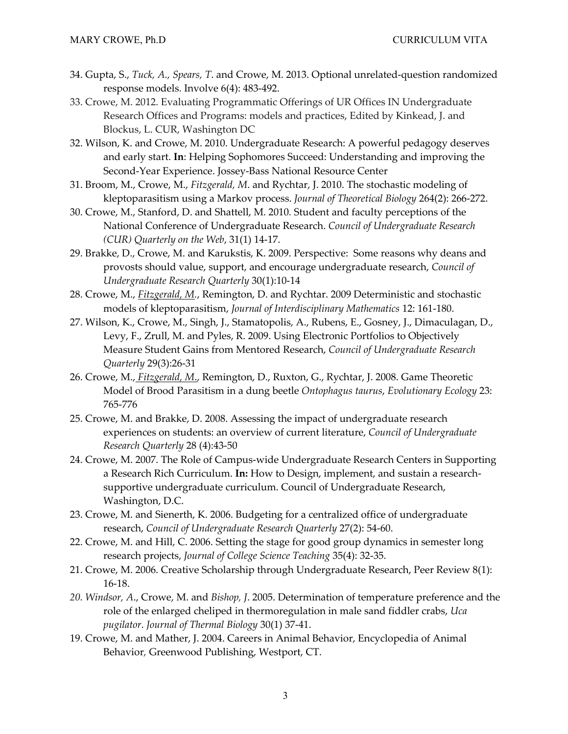34. Gupta, S., *Tuck, A., Spears, T*. and Crowe, M. 2013. Optional unrelated-question randomized response models. Involve 6(4): 483-492.
33. Crowe, M. 2012. Evaluating Programmatic Offerings of UR Offices IN Undergraduate Research Offices and Programs: models and practices, Edited by Kinkead, J. and Blockus, L. CUR, Washington DC
32. Wilson, K. and Crowe, M. 2010. Undergraduate Research: A powerful pedagogy deserves and early start. **In**: Helping Sophomores Succeed: Understanding and improving the Second-Year Experience. Jossey-Bass National Resource Center
31. Broom, M., Crowe, M., *Fitzgerald, M*. and Rychtar, J. 2010. The stochastic modeling of kleptoparasitism using a Markov process. *Journal of Theoretical Biology* 264(2): 266-272.
30. Crowe, M., Stanford, D. and Shattell, M. 2010. Student and faculty perceptions of the National Conference of Undergraduate Research. *Council of Undergraduate Research (CUR) Quarterly on the Web*, 31(1) 14-17.
29. Brakke, D., Crowe, M. and Karukstis, K. 2009. Perspective: Some reasons why deans and provosts should value, support, and encourage undergraduate research, *Council of Undergraduate Research Quarterly* 30(1):10-14
28. Crowe, M., *Fitzgerald, M.*, Remington, D. and Rychtar. 2009 Deterministic and stochastic models of kleptoparasitism, *Journal of Interdisciplinary Mathematics* 12: 161-180.
27. Wilson, K., Crowe, M., Singh, J., Stamatopolis, A., Rubens, E., Gosney, J., Dimaculagan, D., Levy, F., Zrull, M. and Pyles, R. 2009. Using Electronic Portfolios to Objectively Measure Student Gains from Mentored Research, *Council of Undergraduate Research Quarterly* 29(3):26-31
26. Crowe, M., *Fitzgerald, M.*, Remington, D., Ruxton, G., Rychtar, J. 2008. Game Theoretic Model of Brood Parasitism in a dung beetle *Ontophagus taurus*, *Evolutionary Ecology* 23: 765-776
25. Crowe, M. and Brakke, D. 2008. Assessing the impact of undergraduate research experiences on students: an overview of current literature, *Council of Undergraduate Research Quarterly* 28 (4):43-50
24. Crowe, M. 2007. The Role of Campus-wide Undergraduate Research Centers in Supporting a Research Rich Curriculum. **In:** How to Design, implement, and sustain a research-supportive undergraduate curriculum. Council of Undergraduate Research, Washington, D.C.
23. Crowe, M. and Sienerth, K. 2006. Budgeting for a centralized office of undergraduate research, *Council of Undergraduate Research Quarterly* 27(2): 54-60.
22. Crowe, M. and Hill, C. 2006. Setting the stage for good group dynamics in semester long research projects, *Journal of College Science Teaching* 35(4): 32-35.
21. Crowe, M. 2006. Creative Scholarship through Undergraduate Research, Peer Review 8(1): 16-18.
20. *Windsor, A*., Crowe, M. and *Bishop, J*. 2005. Determination of temperature preference and the role of the enlarged cheliped in thermoregulation in male sand fiddler crabs, *Uca pugilator*. *Journal of Thermal Biology* 30(1) 37-41.
19. Crowe, M. and Mather, J. 2004. Careers in Animal Behavior, Encyclopedia of Animal Behavior, Greenwood Publishing, Westport, CT.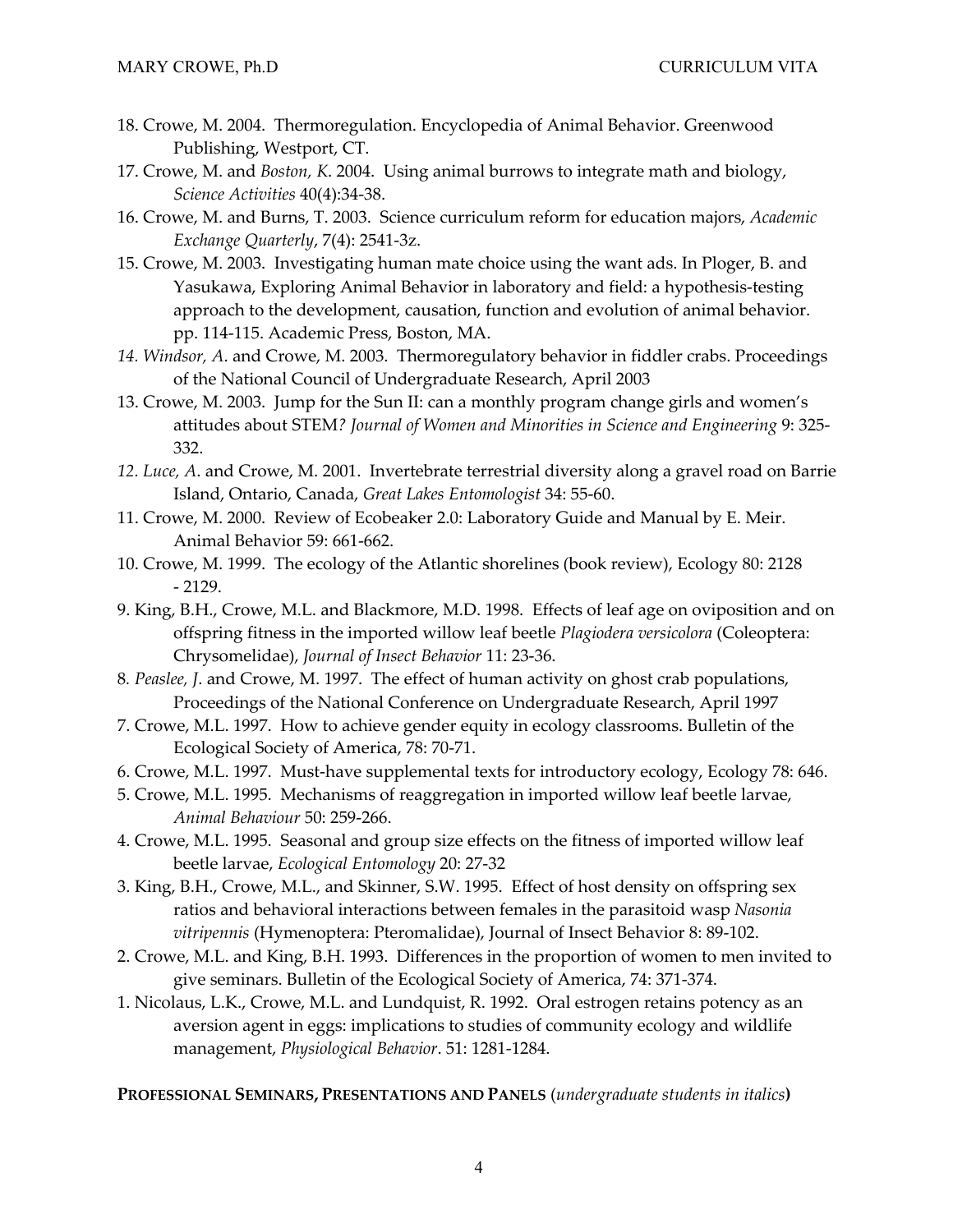18. Crowe, M. 2004. Thermoregulation. Encyclopedia of Animal Behavior. Greenwood Publishing, Westport, CT.
17. Crowe, M. and *Boston, K*. 2004. Using animal burrows to integrate math and biology, *Science Activities* 40(4):34-38.
16. Crowe, M. and Burns, T. 2003. Science curriculum reform for education majors, *Academic Exchange Quarterly*, 7(4): 2541-3z.
15. Crowe, M. 2003. Investigating human mate choice using the want ads. In Ploger, B. and Yasukawa, Exploring Animal Behavior in laboratory and field: a hypothesis-testing approach to the development, causation, function and evolution of animal behavior. pp. 114-115. Academic Press, Boston, MA.
14. *Windsor, A*. and Crowe, M. 2003. Thermoregulatory behavior in fiddler crabs. Proceedings of the National Council of Undergraduate Research, April 2003
13. Crowe, M. 2003. Jump for the Sun II: can a monthly program change girls and women's attitudes about STEM? *Journal of Women and Minorities in Science and Engineering* 9: 325-332.
12. *Luce, A*. and Crowe, M. 2001. Invertebrate terrestrial diversity along a gravel road on Barrie Island, Ontario, Canada, *Great Lakes Entomologist* 34: 55-60.
11. Crowe, M. 2000. Review of Ecobeaker 2.0: Laboratory Guide and Manual by E. Meir. Animal Behavior 59: 661-662.
10. Crowe, M. 1999. The ecology of the Atlantic shorelines (book review), Ecology 80: 2128 - 2129.
9. King, B.H., Crowe, M.L. and Blackmore, M.D. 1998. Effects of leaf age on oviposition and on offspring fitness in the imported willow leaf beetle *Plagiodera versicolora* (Coleoptera: Chrysomelidae), *Journal of Insect Behavior* 11: 23-36.
8. *Peaslee, J*. and Crowe, M. 1997. The effect of human activity on ghost crab populations, Proceedings of the National Conference on Undergraduate Research, April 1997
7. Crowe, M.L. 1997. How to achieve gender equity in ecology classrooms. Bulletin of the Ecological Society of America, 78: 70-71.
6. Crowe, M.L. 1997. Must-have supplemental texts for introductory ecology, Ecology 78: 646.
5. Crowe, M.L. 1995. Mechanisms of reaggregation in imported willow leaf beetle larvae, *Animal Behaviour* 50: 259-266.
4. Crowe, M.L. 1995. Seasonal and group size effects on the fitness of imported willow leaf beetle larvae, *Ecological Entomology* 20: 27-32
3. King, B.H., Crowe, M.L., and Skinner, S.W. 1995. Effect of host density on offspring sex ratios and behavioral interactions between females in the parasitoid wasp *Nasonia vitripennis* (Hymenoptera: Pteromalidae), Journal of Insect Behavior 8: 89-102.
2. Crowe, M.L. and King, B.H. 1993. Differences in the proportion of women to men invited to give seminars. Bulletin of the Ecological Society of America, 74: 371-374.
1. Nicolaus, L.K., Crowe, M.L. and Lundquist, R. 1992. Oral estrogen retains potency as an aversion agent in eggs: implications to studies of community ecology and wildlife management, *Physiological Behavior*. 51: 1281-1284.

**PROFESSIONAL SEMINARS, PRESENTATIONS AND PANELS** (*undergraduate students in italics*)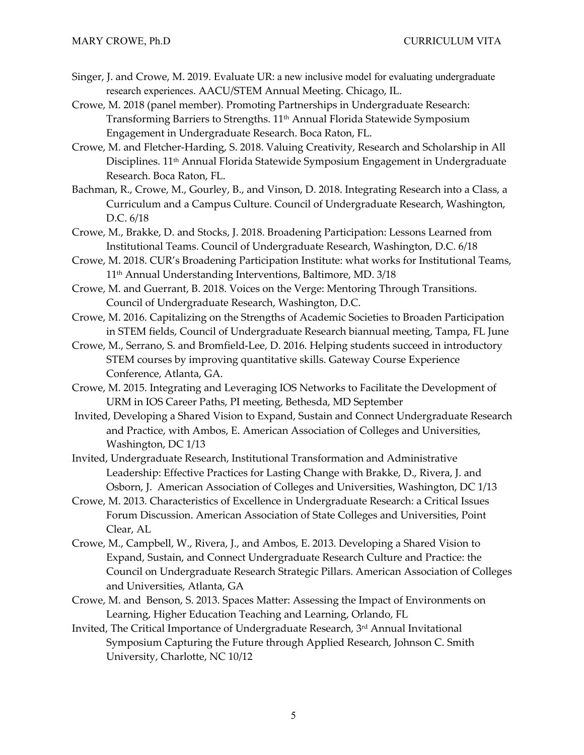Singer, J. and Crowe, M. 2019. Evaluate UR: a new inclusive model for evaluating undergraduate research experiences. AACU/STEM Annual Meeting. Chicago, IL.

Crowe, M. 2018 (panel member). Promoting Partnerships in Undergraduate Research: Transforming Barriers to Strengths. 11th Annual Florida Statewide Symposium Engagement in Undergraduate Research. Boca Raton, FL.

Crowe, M. and Fletcher-Harding, S. 2018. Valuing Creativity, Research and Scholarship in All Disciplines. 11th Annual Florida Statewide Symposium Engagement in Undergraduate Research. Boca Raton, FL.

Bachman, R., Crowe, M., Gourley, B., and Vinson, D. 2018. Integrating Research into a Class, a Curriculum and a Campus Culture. Council of Undergraduate Research, Washington, D.C. 6/18

Crowe, M., Brakke, D. and Stocks, J. 2018. Broadening Participation: Lessons Learned from Institutional Teams. Council of Undergraduate Research, Washington, D.C. 6/18

Crowe, M. 2018. CUR's Broadening Participation Institute: what works for Institutional Teams, 11th Annual Understanding Interventions, Baltimore, MD. 3/18

Crowe, M. and Guerrant, B. 2018. Voices on the Verge: Mentoring Through Transitions. Council of Undergraduate Research, Washington, D.C.

Crowe, M. 2016. Capitalizing on the Strengths of Academic Societies to Broaden Participation in STEM fields, Council of Undergraduate Research biannual meeting, Tampa, FL June

Crowe, M., Serrano, S. and Bromfield-Lee, D. 2016. Helping students succeed in introductory STEM courses by improving quantitative skills. Gateway Course Experience Conference, Atlanta, GA.

Crowe, M. 2015. Integrating and Leveraging IOS Networks to Facilitate the Development of URM in IOS Career Paths, PI meeting, Bethesda, MD September

Invited, Developing a Shared Vision to Expand, Sustain and Connect Undergraduate Research and Practice, with Ambos, E. American Association of Colleges and Universities, Washington, DC 1/13

Invited, Undergraduate Research, Institutional Transformation and Administrative Leadership: Effective Practices for Lasting Change with Brakke, D., Rivera, J. and Osborn, J. American Association of Colleges and Universities, Washington, DC 1/13

Crowe, M. 2013. Characteristics of Excellence in Undergraduate Research: a Critical Issues Forum Discussion. American Association of State Colleges and Universities, Point Clear, AL

Crowe, M., Campbell, W., Rivera, J., and Ambos, E. 2013. Developing a Shared Vision to Expand, Sustain, and Connect Undergraduate Research Culture and Practice: the Council on Undergraduate Research Strategic Pillars. American Association of Colleges and Universities, Atlanta, GA

Crowe, M. and Benson, S. 2013. Spaces Matter: Assessing the Impact of Environments on Learning, Higher Education Teaching and Learning, Orlando, FL

Invited, The Critical Importance of Undergraduate Research, 3rd Annual Invitational Symposium Capturing the Future through Applied Research, Johnson C. Smith University, Charlotte, NC 10/12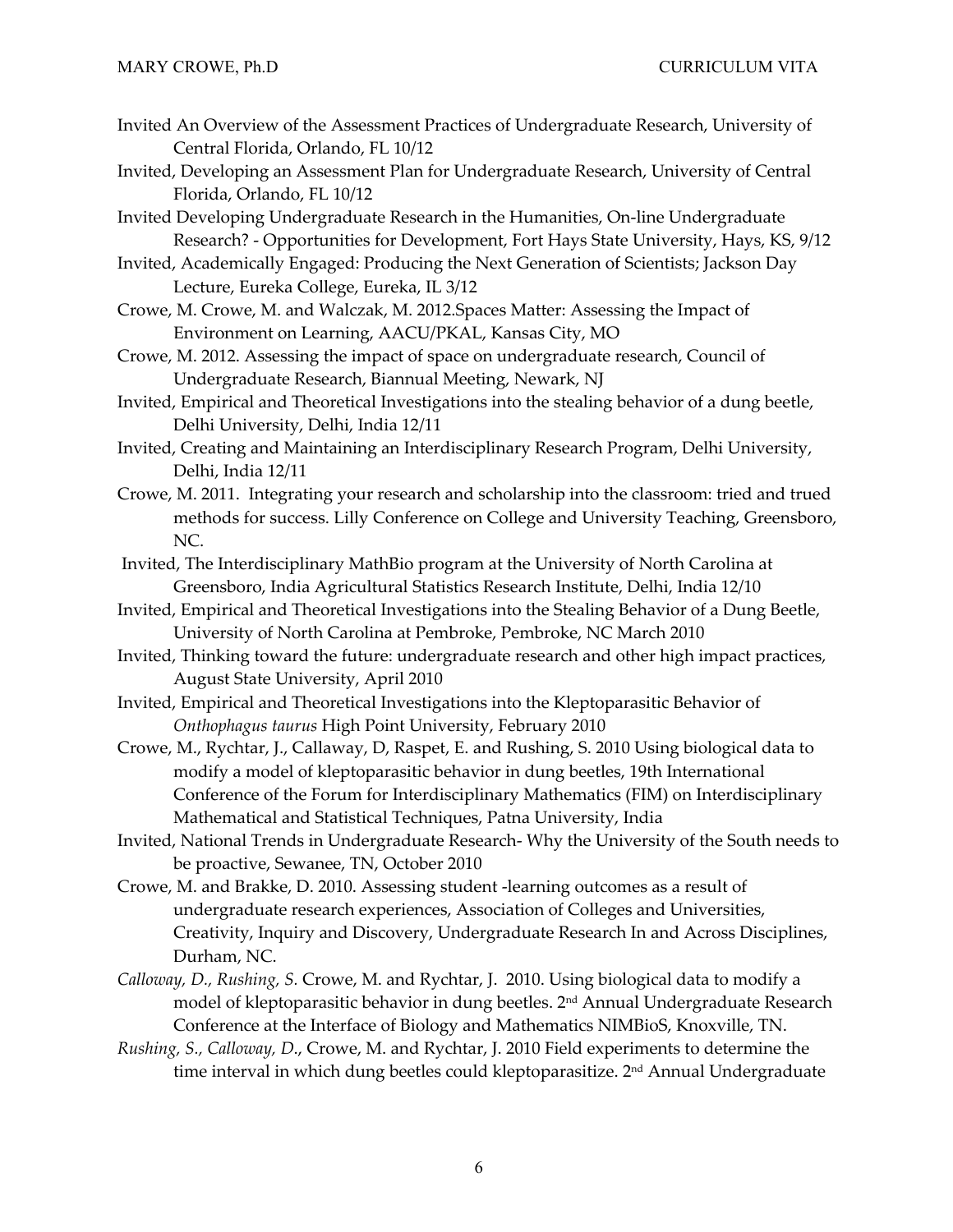Invited An Overview of the Assessment Practices of Undergraduate Research, University of Central Florida, Orlando, FL 10/12

Invited, Developing an Assessment Plan for Undergraduate Research, University of Central Florida, Orlando, FL 10/12

Invited Developing Undergraduate Research in the Humanities, On-line Undergraduate Research? - Opportunities for Development, Fort Hays State University, Hays, KS, 9/12

Invited, Academically Engaged: Producing the Next Generation of Scientists; Jackson Day Lecture, Eureka College, Eureka, IL 3/12

Crowe, M. Crowe, M. and Walczak, M. 2012.Spaces Matter: Assessing the Impact of Environment on Learning, AACU/PKAL, Kansas City, MO

Crowe, M. 2012. Assessing the impact of space on undergraduate research, Council of Undergraduate Research, Biannual Meeting, Newark, NJ

Invited, Empirical and Theoretical Investigations into the stealing behavior of a dung beetle, Delhi University, Delhi, India 12/11

Invited, Creating and Maintaining an Interdisciplinary Research Program, Delhi University, Delhi, India 12/11

Crowe, M. 2011. Integrating your research and scholarship into the classroom: tried and trued methods for success. Lilly Conference on College and University Teaching, Greensboro, NC.

Invited, The Interdisciplinary MathBio program at the University of North Carolina at Greensboro, India Agricultural Statistics Research Institute, Delhi, India 12/10

Invited, Empirical and Theoretical Investigations into the Stealing Behavior of a Dung Beetle, University of North Carolina at Pembroke, Pembroke, NC March 2010

Invited, Thinking toward the future: undergraduate research and other high impact practices, August State University, April 2010

Invited, Empirical and Theoretical Investigations into the Kleptoparasitic Behavior of *Onthophagus taurus* High Point University, February 2010

Crowe, M., Rychtar, J., Callaway, D, Raspet, E. and Rushing, S. 2010 Using biological data to modify a model of kleptoparasitic behavior in dung beetles, 19th International Conference of the Forum for Interdisciplinary Mathematics (FIM) on Interdisciplinary Mathematical and Statistical Techniques, Patna University, India

Invited, National Trends in Undergraduate Research- Why the University of the South needs to be proactive, Sewanee, TN, October 2010

Crowe, M. and Brakke, D. 2010. Assessing student -learning outcomes as a result of undergraduate research experiences, Association of Colleges and Universities, Creativity, Inquiry and Discovery, Undergraduate Research In and Across Disciplines, Durham, NC.

*Calloway, D., Rushing, S.* Crowe, M. and Rychtar, J. 2010. Using biological data to modify a model of kleptoparasitic behavior in dung beetles. 2nd Annual Undergraduate Research Conference at the Interface of Biology and Mathematics NIMBioS, Knoxville, TN.

*Rushing, S., Calloway, D.*, Crowe, M. and Rychtar, J. 2010 Field experiments to determine the time interval in which dung beetles could kleptoparasitize. 2nd Annual Undergraduate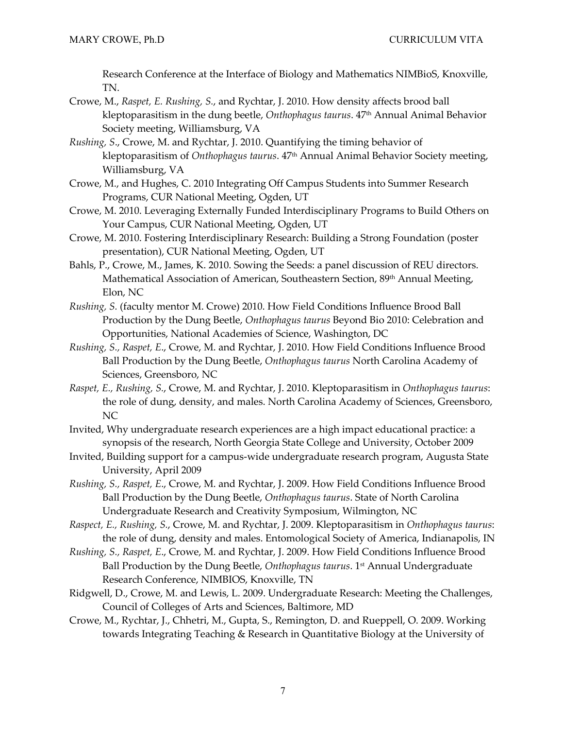Research Conference at the Interface of Biology and Mathematics NIMBioS, Knoxville, TN.

Crowe, M., *Raspet, E. Rushing, S*., and Rychtar, J. 2010. How density affects brood ball kleptoparasitism in the dung beetle, *Onthophagus taurus*. 47th Annual Animal Behavior Society meeting, Williamsburg, VA

*Rushing, S*., Crowe, M. and Rychtar, J. 2010. Quantifying the timing behavior of kleptoparasitism of *Onthophagus taurus*. 47th Annual Animal Behavior Society meeting, Williamsburg, VA

Crowe, M., and Hughes, C. 2010 Integrating Off Campus Students into Summer Research Programs, CUR National Meeting, Ogden, UT

Crowe, M. 2010. Leveraging Externally Funded Interdisciplinary Programs to Build Others on Your Campus, CUR National Meeting, Ogden, UT

Crowe, M. 2010. Fostering Interdisciplinary Research: Building a Strong Foundation (poster presentation), CUR National Meeting, Ogden, UT

Bahls, P., Crowe, M., James, K. 2010. Sowing the Seeds: a panel discussion of REU directors. Mathematical Association of American, Southeastern Section, 89th Annual Meeting, Elon, NC

*Rushing, S.* (faculty mentor M. Crowe) 2010. How Field Conditions Influence Brood Ball Production by the Dung Beetle, *Onthophagus taurus* Beyond Bio 2010: Celebration and Opportunities, National Academies of Science, Washington, DC

*Rushing, S., Raspet, E*., Crowe, M. and Rychtar, J. 2010. How Field Conditions Influence Brood Ball Production by the Dung Beetle, *Onthophagus taurus* North Carolina Academy of Sciences, Greensboro, NC

*Raspet, E., Rushing, S.*, Crowe, M. and Rychtar, J. 2010. Kleptoparasitism in *Onthophagus taurus*: the role of dung, density, and males. North Carolina Academy of Sciences, Greensboro, NC

Invited, Why undergraduate research experiences are a high impact educational practice: a synopsis of the research, North Georgia State College and University, October 2009

Invited, Building support for a campus-wide undergraduate research program, Augusta State University, April 2009

*Rushing, S., Raspet, E*., Crowe, M. and Rychtar, J. 2009. How Field Conditions Influence Brood Ball Production by the Dung Beetle, *Onthophagus taurus*. State of North Carolina Undergraduate Research and Creativity Symposium, Wilmington, NC

*Raspect, E., Rushing, S.*, Crowe, M. and Rychtar, J. 2009. Kleptoparasitism in *Onthophagus taurus*: the role of dung, density and males. Entomological Society of America, Indianapolis, IN

*Rushing, S., Raspet, E*., Crowe, M. and Rychtar, J. 2009. How Field Conditions Influence Brood Ball Production by the Dung Beetle, *Onthophagus taurus*. 1st Annual Undergraduate Research Conference, NIMBIOS, Knoxville, TN

Ridgwell, D., Crowe, M. and Lewis, L. 2009. Undergraduate Research: Meeting the Challenges, Council of Colleges of Arts and Sciences, Baltimore, MD

Crowe, M., Rychtar, J., Chhetri, M., Gupta, S., Remington, D. and Rueppell, O. 2009. Working towards Integrating Teaching & Research in Quantitative Biology at the University of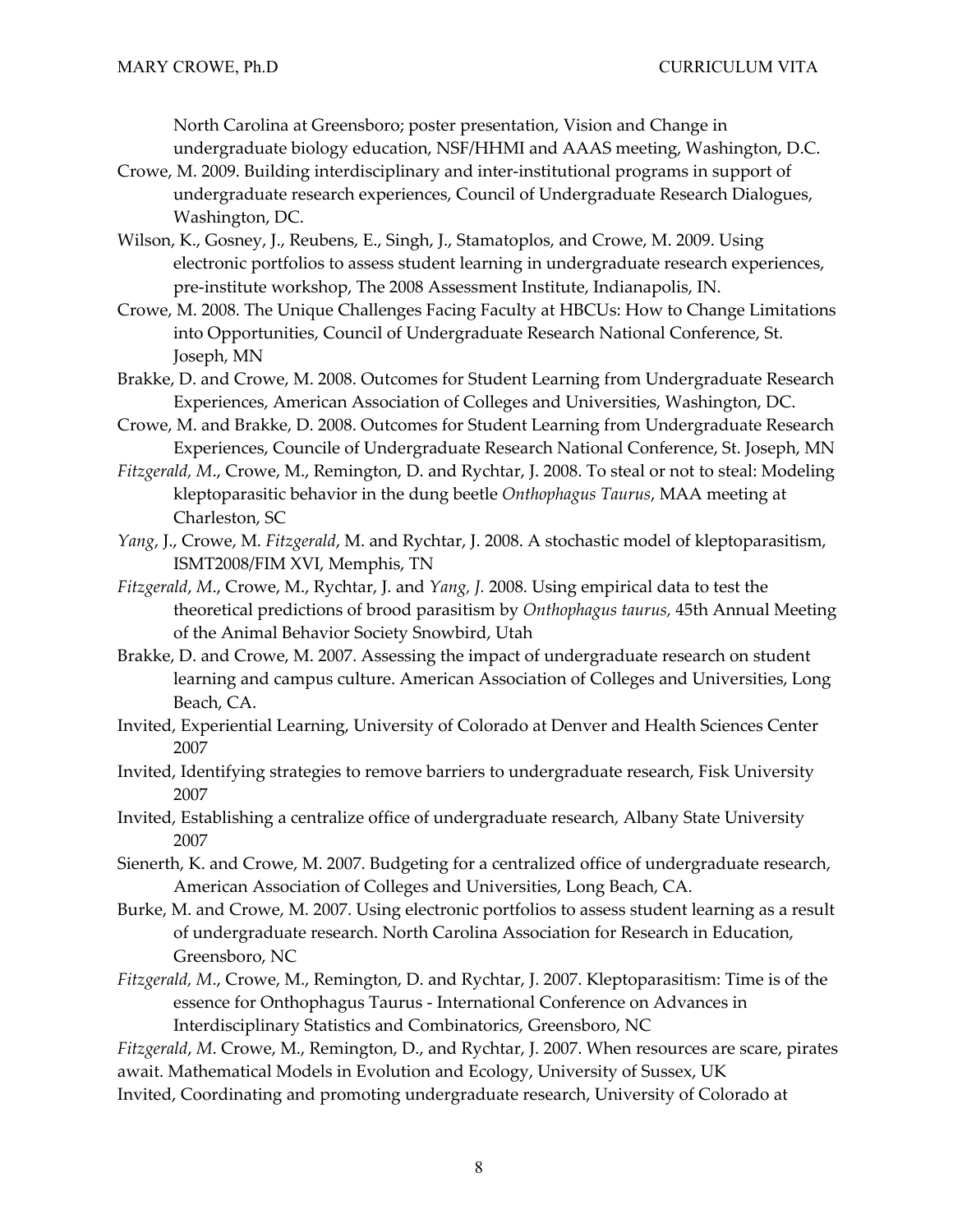North Carolina at Greensboro; poster presentation, Vision and Change in undergraduate biology education, NSF/HHMI and AAAS meeting, Washington, D.C.

Crowe, M. 2009. Building interdisciplinary and inter-institutional programs in support of undergraduate research experiences, Council of Undergraduate Research Dialogues, Washington, DC.

Wilson, K., Gosney, J., Reubens, E., Singh, J., Stamatoplos, and Crowe, M. 2009. Using electronic portfolios to assess student learning in undergraduate research experiences, pre-institute workshop, The 2008 Assessment Institute, Indianapolis, IN.

Crowe, M. 2008. The Unique Challenges Facing Faculty at HBCUs: How to Change Limitations into Opportunities, Council of Undergraduate Research National Conference, St. Joseph, MN

Brakke, D. and Crowe, M. 2008. Outcomes for Student Learning from Undergraduate Research Experiences, American Association of Colleges and Universities, Washington, DC.

Crowe, M. and Brakke, D. 2008. Outcomes for Student Learning from Undergraduate Research Experiences, Councile of Undergraduate Research National Conference, St. Joseph, MN

*Fitzgerald, M*., Crowe, M., Remington, D. and Rychtar, J. 2008. To steal or not to steal: Modeling kleptoparasitic behavior in the dung beetle *Onthophagus Taurus*, MAA meeting at Charleston, SC

*Yang*, J., Crowe, M. *Fitzgerald*, M. and Rychtar, J. 2008. A stochastic model of kleptoparasitism, ISMT2008/FIM XVI, Memphis, TN

*Fitzgerald*, *M*., Crowe, M., Rychtar, J. and *Yang, J.* 2008. Using empirical data to test the theoretical predictions of brood parasitism by *Onthophagus taurus,* 45th Annual Meeting of the Animal Behavior Society Snowbird, Utah

Brakke, D. and Crowe, M. 2007. Assessing the impact of undergraduate research on student learning and campus culture. American Association of Colleges and Universities, Long Beach, CA.

Invited, Experiential Learning, University of Colorado at Denver and Health Sciences Center 2007

Invited, Identifying strategies to remove barriers to undergraduate research, Fisk University 2007

Invited, Establishing a centralize office of undergraduate research, Albany State University 2007

Sienerth, K. and Crowe, M. 2007. Budgeting for a centralized office of undergraduate research, American Association of Colleges and Universities, Long Beach, CA.

Burke, M. and Crowe, M. 2007. Using electronic portfolios to assess student learning as a result of undergraduate research. North Carolina Association for Research in Education, Greensboro, NC

*Fitzgerald, M*., Crowe, M., Remington, D. and Rychtar, J. 2007. Kleptoparasitism: Time is of the essence for Onthophagus Taurus - International Conference on Advances in Interdisciplinary Statistics and Combinatorics, Greensboro, NC

*Fitzgerald*, *M*. Crowe, M., Remington, D., and Rychtar, J. 2007. When resources are scare, pirates await. Mathematical Models in Evolution and Ecology, University of Sussex, UK

Invited, Coordinating and promoting undergraduate research, University of Colorado at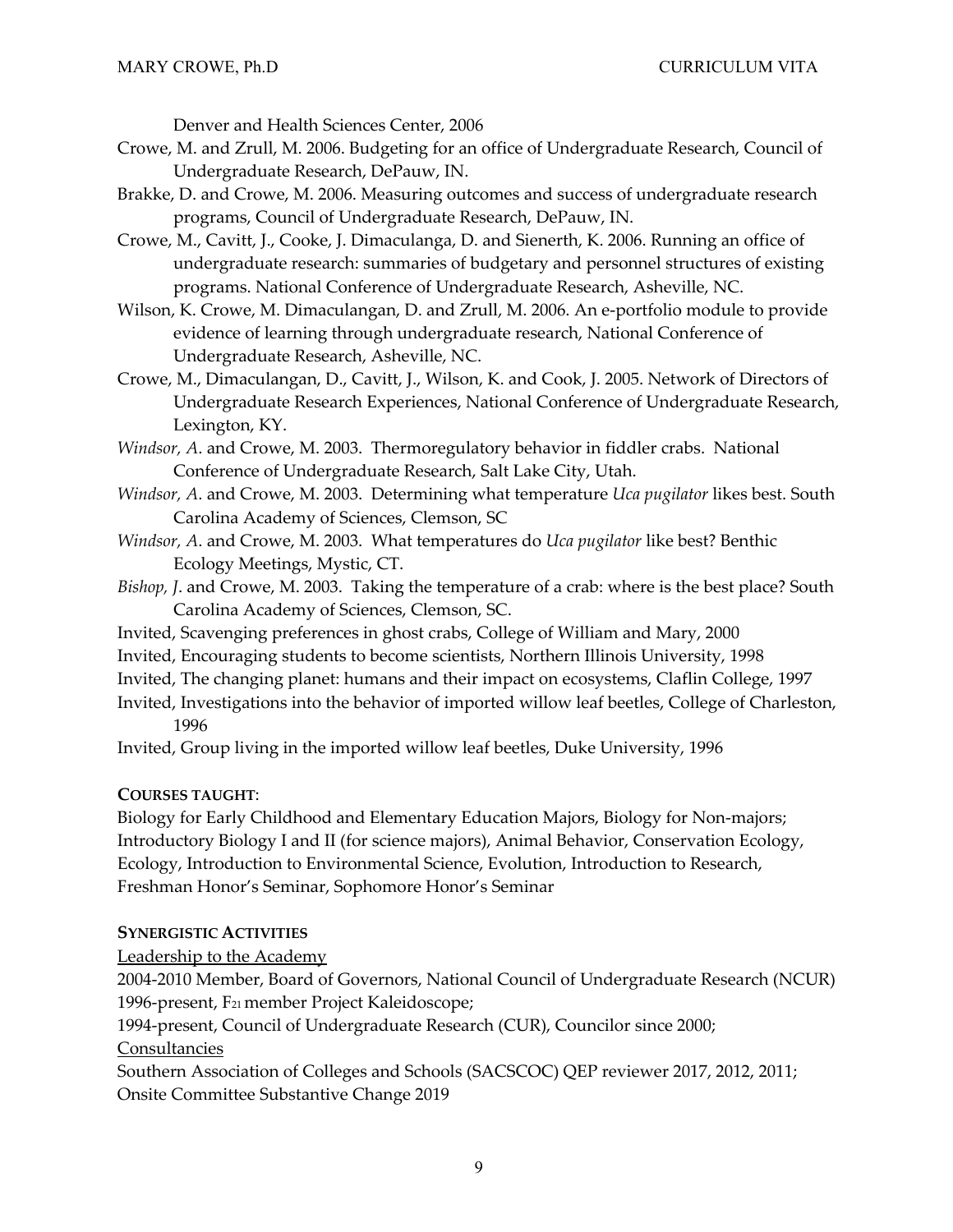Denver and Health Sciences Center, 2006

Crowe, M. and Zrull, M. 2006. Budgeting for an office of Undergraduate Research, Council of Undergraduate Research, DePauw, IN.

Brakke, D. and Crowe, M. 2006. Measuring outcomes and success of undergraduate research programs, Council of Undergraduate Research, DePauw, IN.

Crowe, M., Cavitt, J., Cooke, J. Dimaculanga, D. and Sienerth, K. 2006. Running an office of undergraduate research: summaries of budgetary and personnel structures of existing programs. National Conference of Undergraduate Research, Asheville, NC.

Wilson, K. Crowe, M. Dimaculangan, D. and Zrull, M. 2006. An e-portfolio module to provide evidence of learning through undergraduate research, National Conference of Undergraduate Research, Asheville, NC.

Crowe, M., Dimaculangan, D., Cavitt, J., Wilson, K. and Cook, J. 2005. Network of Directors of Undergraduate Research Experiences, National Conference of Undergraduate Research, Lexington, KY.

*Windsor, A*. and Crowe, M. 2003. Thermoregulatory behavior in fiddler crabs. National Conference of Undergraduate Research, Salt Lake City, Utah.

*Windsor, A*. and Crowe, M. 2003. Determining what temperature *Uca pugilator* likes best. South Carolina Academy of Sciences, Clemson, SC

*Windsor, A*. and Crowe, M. 2003. What temperatures do *Uca pugilator* like best? Benthic Ecology Meetings, Mystic, CT.

*Bishop, J*. and Crowe, M. 2003. Taking the temperature of a crab: where is the best place? South Carolina Academy of Sciences, Clemson, SC.

Invited, Scavenging preferences in ghost crabs, College of William and Mary, 2000

Invited, Encouraging students to become scientists, Northern Illinois University, 1998

Invited, The changing planet: humans and their impact on ecosystems, Claflin College, 1997

Invited, Investigations into the behavior of imported willow leaf beetles, College of Charleston, 1996

Invited, Group living in the imported willow leaf beetles, Duke University, 1996

**COURSES TAUGHT**:

Biology for Early Childhood and Elementary Education Majors, Biology for Non-majors; Introductory Biology I and II (for science majors), Animal Behavior, Conservation Ecology, Ecology, Introduction to Environmental Science, Evolution, Introduction to Research, Freshman Honor's Seminar, Sophomore Honor's Seminar

**SYNERGISTIC ACTIVITIES**

<u>Leadership to the Academy</u>

2004-2010 Member, Board of Governors, National Council of Undergraduate Research (NCUR)

1996-present, $F_{21}$ member Project Kaleidoscope;

1994-present, Council of Undergraduate Research (CUR), Councilor since 2000;

<u>Consultancies</u>

Southern Association of Colleges and Schools (SACSCOC) QEP reviewer 2017, 2012, 2011; Onsite Committee Substantive Change 2019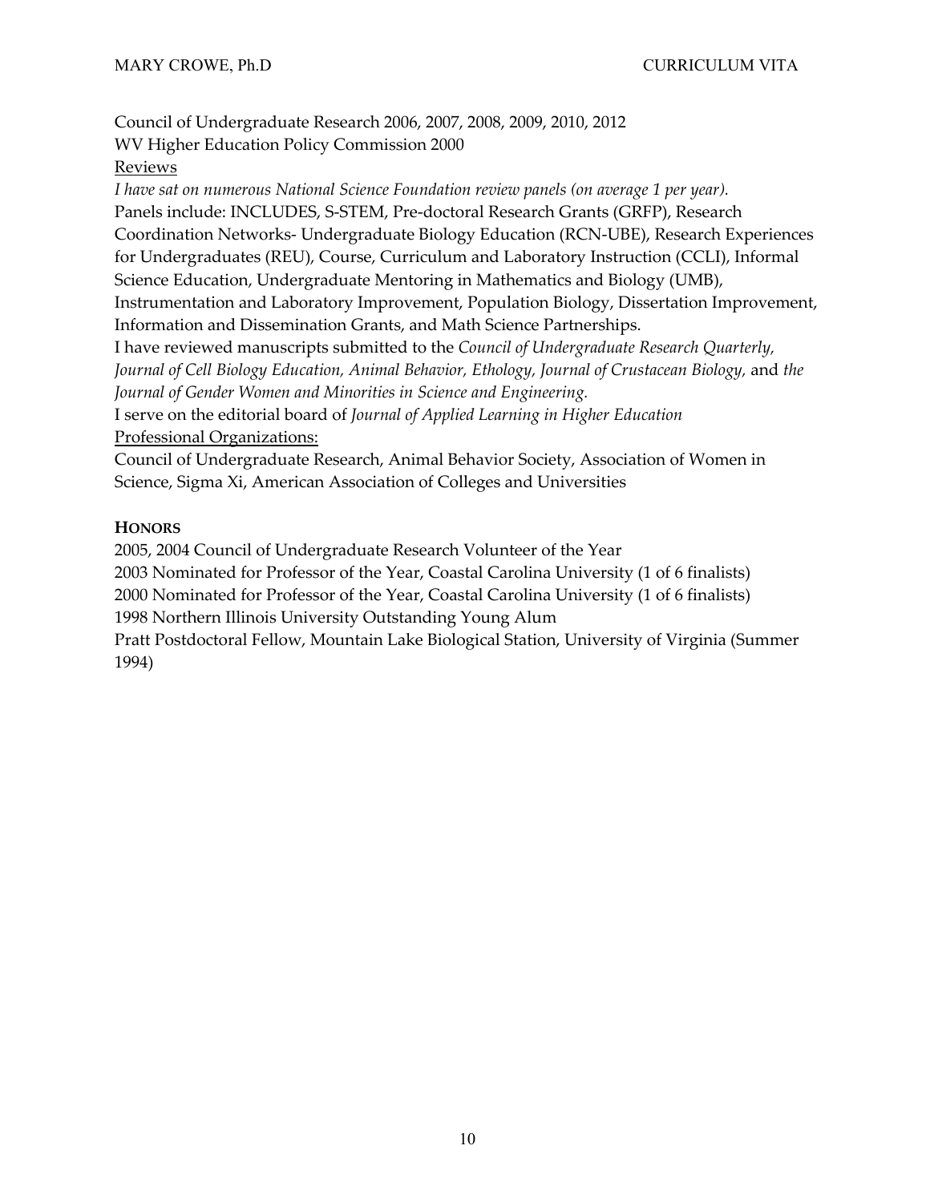Council of Undergraduate Research 2006, 2007, 2008, 2009, 2010, 2012
WV Higher Education Policy Commission 2000

<u>Reviews</u>

*I have sat on numerous National Science Foundation review panels (on average 1 per year).*
Panels include: INCLUDES, S-STEM, Pre-doctoral Research Grants (GRFP), Research Coordination Networks- Undergraduate Biology Education (RCN-UBE), Research Experiences for Undergraduates (REU), Course, Curriculum and Laboratory Instruction (CCLI), Informal Science Education, Undergraduate Mentoring in Mathematics and Biology (UMB), Instrumentation and Laboratory Improvement, Population Biology, Dissertation Improvement, Information and Dissemination Grants, and Math Science Partnerships.
I have reviewed manuscripts submitted to the *Council of Undergraduate Research Quarterly, Journal of Cell Biology Education, Animal Behavior, Ethology, Journal of Crustacean Biology,* and *the Journal of Gender Women and Minorities in Science and Engineering.*
I serve on the editorial board of *Journal of Applied Learning in Higher Education*

<u>Professional Organizations:</u>

Council of Undergraduate Research, Animal Behavior Society, Association of Women in Science, Sigma Xi, American Association of Colleges and Universities

**HONORS**

2005, 2004 Council of Undergraduate Research Volunteer of the Year
2003 Nominated for Professor of the Year, Coastal Carolina University (1 of 6 finalists)
2000 Nominated for Professor of the Year, Coastal Carolina University (1 of 6 finalists)
1998 Northern Illinois University Outstanding Young Alum
Pratt Postdoctoral Fellow, Mountain Lake Biological Station, University of Virginia (Summer 1994)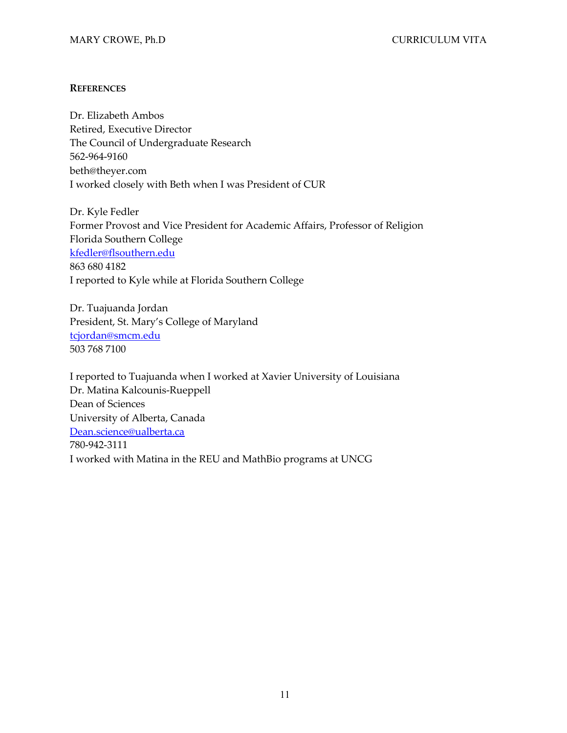**REFERENCES**

Dr. Elizabeth Ambos
Retired, Executive Director
The Council of Undergraduate Research
562-964-9160
beth@theyer.com
I worked closely with Beth when I was President of CUR

Dr. Kyle Fedler
Former Provost and Vice President for Academic Affairs, Professor of Religion
Florida Southern College
kfedler@flsouthern.edu
863 680 4182
I reported to Kyle while at Florida Southern College

Dr. Tuajuanda Jordan
President, St. Mary's College of Maryland
tcjordan@smcm.edu
503 768 7100

I reported to Tuajuanda when I worked at Xavier University of Louisiana
Dr. Matina Kalcounis-Rueppell
Dean of Sciences
University of Alberta, Canada
Dean.science@ualberta.ca
780-942-3111
I worked with Matina in the REU and MathBio programs at UNCG